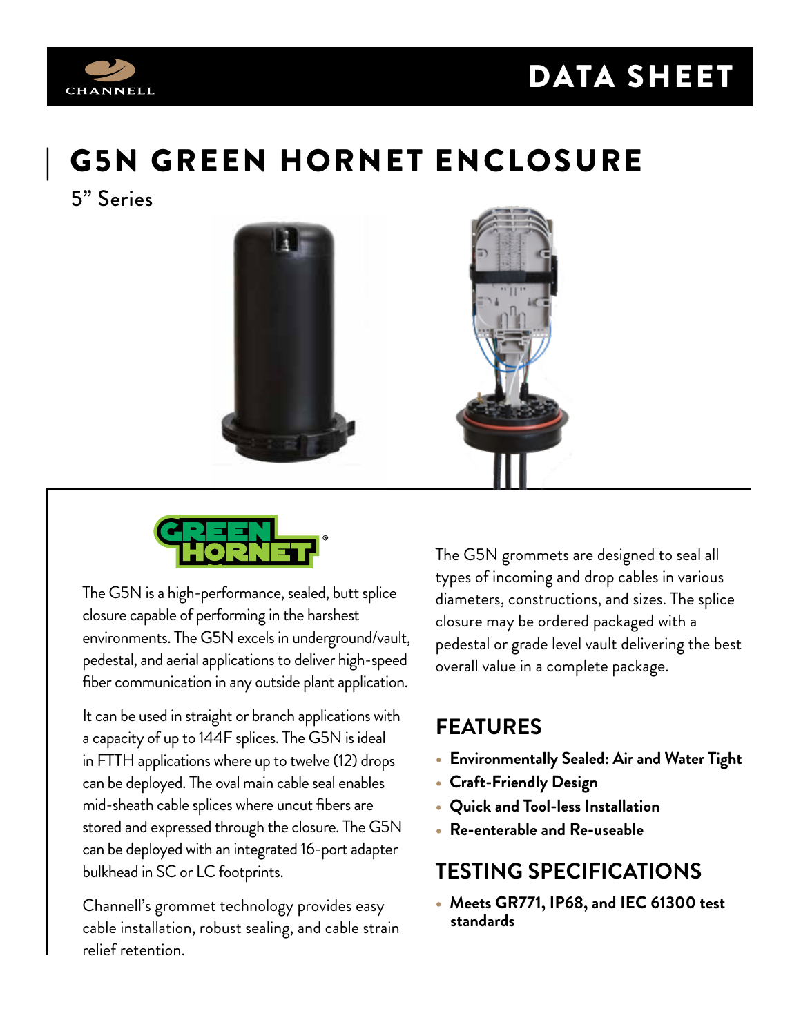# G5N GREEN HORNET ENCLOSURE

5" Series

The G5N is a high-performance, sealed, butt splice closure capable of performing in the harshest environments. The G5N excels in underground/vault, pedestal, and aerial applications to deliver high-speed fiber communication in any outside plant application.

It can be used in straight or branch applications with a capacity of up to 144F splices. The G5N is ideal in FTTH applications where up to twelve (12) drops can be deployed. The oval main cable seal enables mid-sheath cable splices where uncut fibers are stored and expressed through the closure. The G5N can be deployed with an integrated 16-port adapter bulkhead in SC or LC footprints.

Channell's grommet technology provides easy cable installation, robust sealing, and cable strain relief retention.

The G5N grommets are designed to seal all types of incoming and drop cables in various diameters, constructions, and sizes. The splice closure may be ordered packaged with a pedestal or grade level vault delivering the best overall value in a complete package.

## FEATURES

- **Environmentally Sealed: Air and Water Tight**
- **Craft-Friendly Design**
- **Quick and Tool-less Installation**
- **Re-enterable and Re-useable**

## TESTING SPECIFICATIONS

- **Meets GR771, IP68, and IEC 61300 test standards**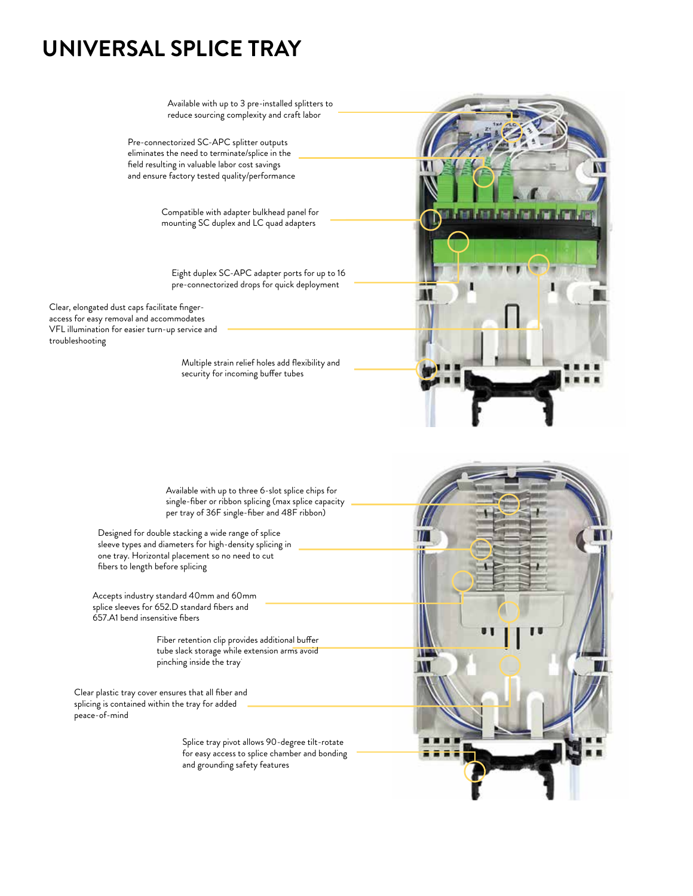# UNIVERSAL SPLICE TRAY

Available with up to 3 pre-installed splitters to reduce sourcing complexity and craft labor

Pre-connectorized SC-APC splitter outputs eliminates the need to terminate/splice in the field resulting in valuable labor cost savings and ensure factory tested quality/performance

Compatible with adapter bulkhead panel for mounting SC duplex and LC quad adapters

Eight duplex SC-APC adapter ports for up to 16 pre-connectorized drops for quick deployment

Clear, elongated dust caps facilitate finger-access for easy removal and accommodates VFL illumination for easier turn-up service and troubleshooting

Multiple strain relief holes add flexibility and security for incoming buffer tubes

Available with up to three 6-slot splice chips for single-fiber or ribbon splicing (max splice capacity per tray of 36F single-fiber and 48F ribbon)

Designed for double stacking a wide range of splice sleeve types and diameters for high-density splicing in one tray. Horizontal placement so no need to cut fibers to length before splicing

Accepts industry standard 40mm and 60mm splice sleeves for 652.D standard fibers and 657.A1 bend insensitive fibers

Fiber retention clip provides additional buffer tube slack storage while extension arms avoid pinching inside the tray

Clear plastic tray cover ensures that all fiber and splicing is contained within the tray for added peace-of-mind

Splice tray pivot allows 90-degree tilt-rotate for easy access to splice chamber and bonding and grounding safety features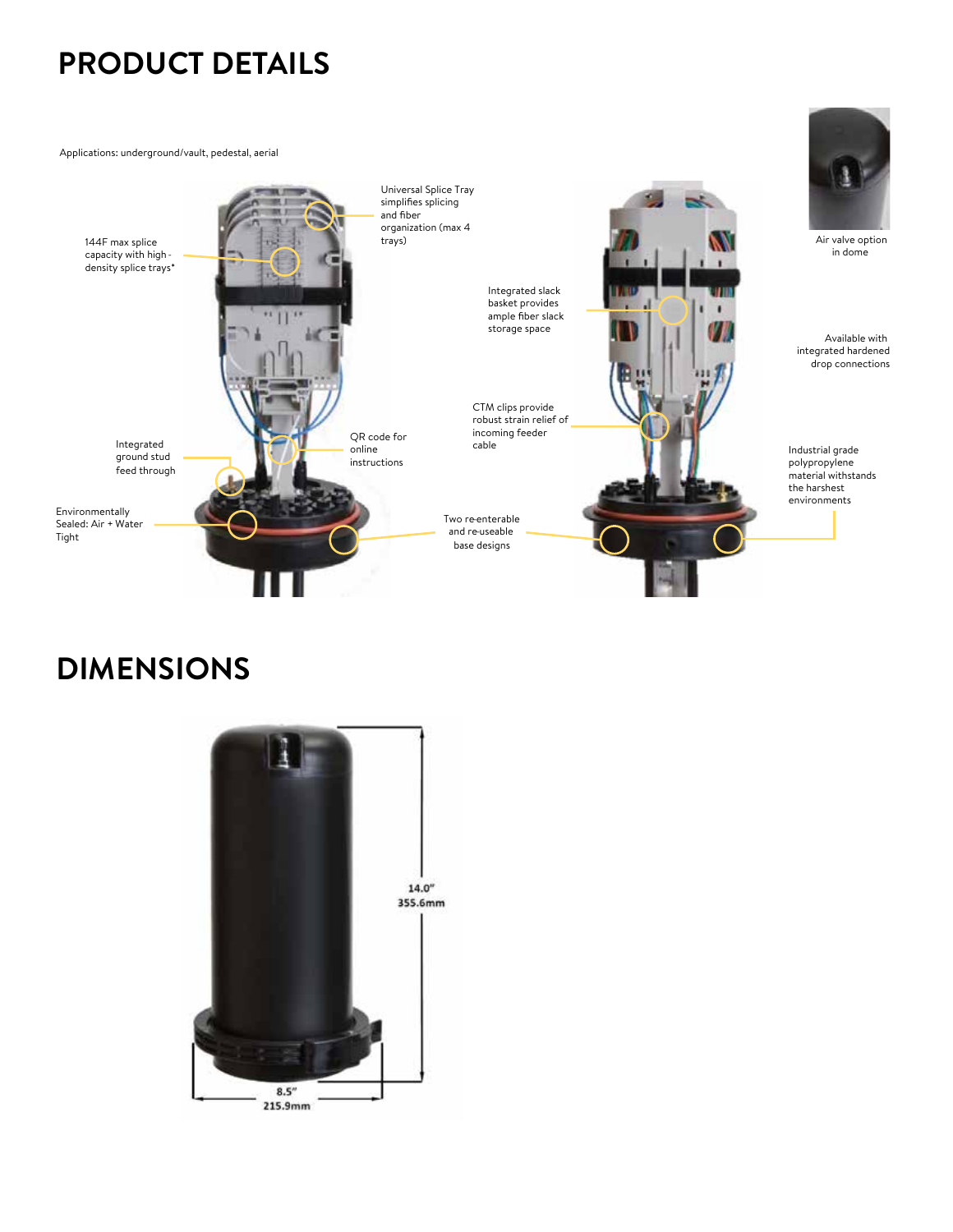# PRODUCT DETAILS

Applications: underground/vault, pedestal, aerial

144F max splice capacity with high-density splice trays*

Universal Splice Tray simplifies splicing and fiber organization (max 4 trays)

Integrated ground stud feed through

QR code for online instructions

Environmentally Sealed: Air + Water Tight

Integrated slack basket provides ample fiber slack storage space

CTM clips provide robust strain relief of incoming feeder cable

Two re-enterable and re-useable base designs

Air valve option in dome

Available with integrated hardened drop connections

Industrial grade polypropylene material withstands the harshest environments

# DIMENSIONS

14.0"
355.6mm

8.5"
215.9mm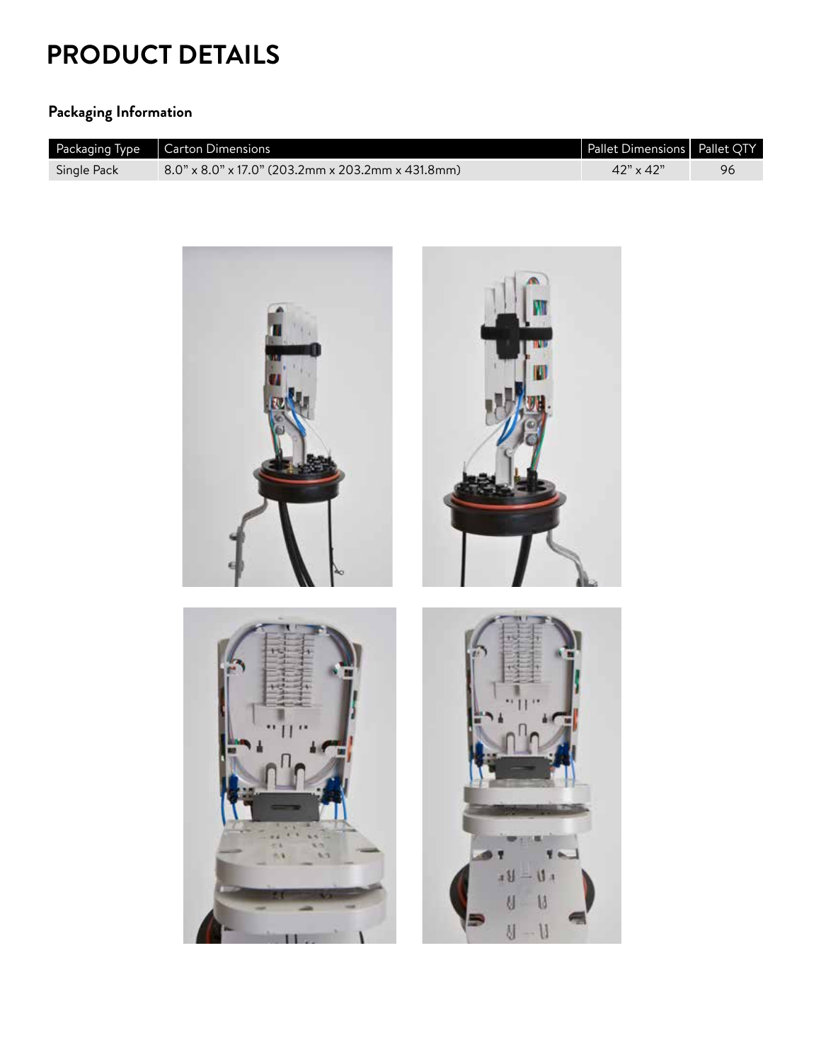# PRODUCT DETAILS

### Packaging Information

| Packaging Type | Carton Dimensions | Pallet Dimensions | Pallet QTY |
|---|---|---|---|
| Single Pack | 8.0" x 8.0" x 17.0" (203.2mm x 203.2mm x 431.8mm) | 42" x 42" | 96 |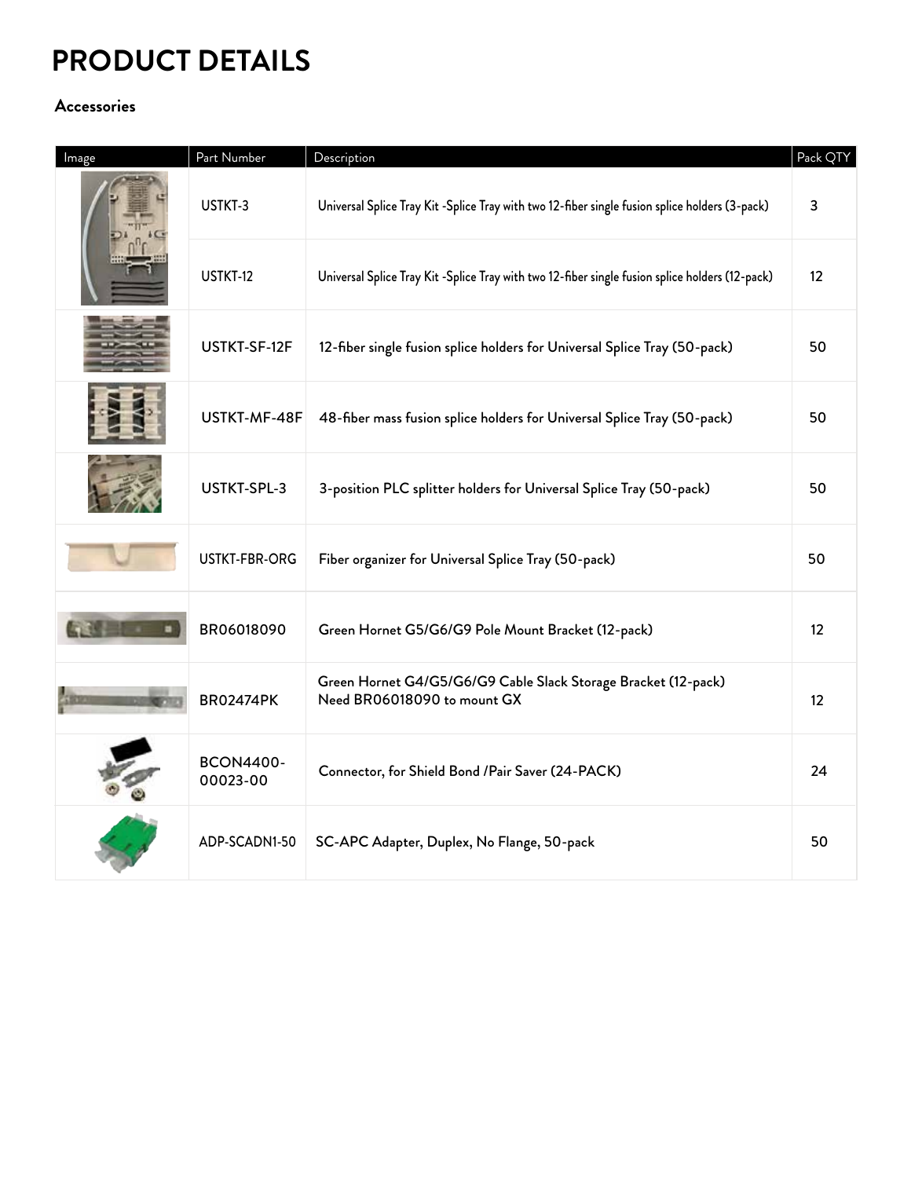# PRODUCT DETAILS

### Accessories

| Image | Part Number | Description | Pack QTY |
|---|---|---|---|
| | USTKT-3 | Universal Splice Tray Kit -Splice Tray with two 12-fiber single fusion splice holders (3-pack) | 3 |
| | USTKT-12 | Universal Splice Tray Kit -Splice Tray with two 12-fiber single fusion splice holders (12-pack) | 12 |
| | USTKT-SF-12F | 12-fiber single fusion splice holders for Universal Splice Tray (50-pack) | 50 |
| | USTKT-MF-48F | 48-fiber mass fusion splice holders for Universal Splice Tray (50-pack) | 50 |
| | USTKT-SPL-3 | 3-position PLC splitter holders for Universal Splice Tray (50-pack) | 50 |
| | USTKT-FBR-ORG | Fiber organizer for Universal Splice Tray (50-pack) | 50 |
| | BR06018090 | Green Hornet G5/G6/G9 Pole Mount Bracket (12-pack) | 12 |
| | BR02474PK | Green Hornet G4/G5/G6/G9 Cable Slack Storage Bracket (12-pack)<br>Need BR06018090 to mount GX | 12 |
| | BCON4400-00023-00 | Connector, for Shield Bond /Pair Saver (24-PACK) | 24 |
| | ADP-SCADN1-50 | SC-APC Adapter, Duplex, No Flange, 50-pack | 50 |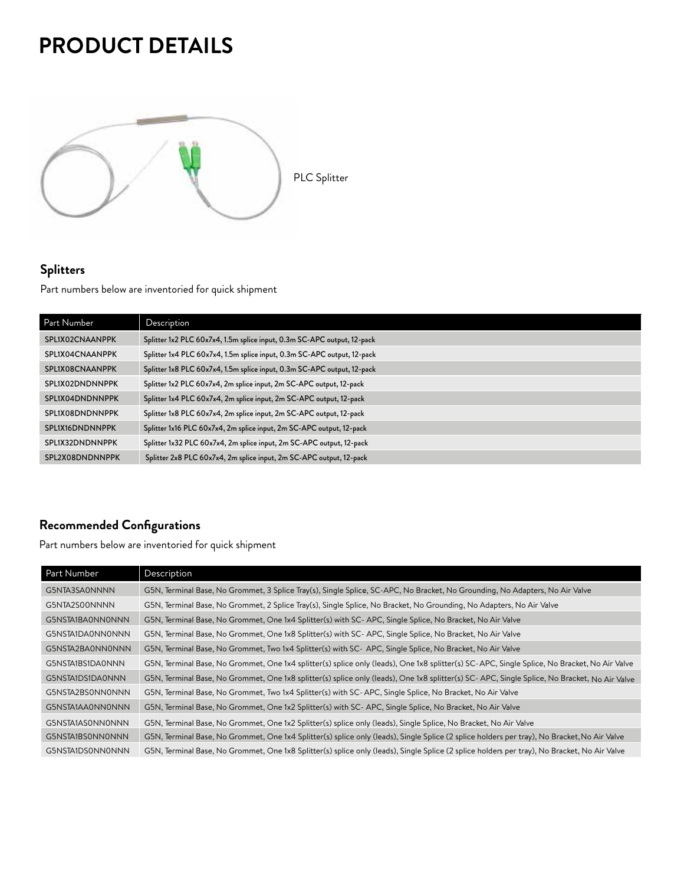# PRODUCT DETAILS

PLC Splitter

## Splitters

Part numbers below are inventoried for quick shipment

| Part Number | Description |
|---|---|
| SPL1X02CNAANPPK | Splitter 1x2 PLC 60x7x4, 1.5m splice input, 0.3m SC-APC output, 12-pack |
| SPL1X04CNAANPPK | Splitter 1x4 PLC 60x7x4, 1.5m splice input, 0.3m SC-APC output, 12-pack |
| SPL1X08CNAANPPK | Splitter 1x8 PLC 60x7x4, 1.5m splice input, 0.3m SC-APC output, 12-pack |
| SPL1X02DNDNNPPK | Splitter 1x2 PLC 60x7x4, 2m splice input, 2m SC-APC output, 12-pack |
| SPL1X04DNDNNPPK | Splitter 1x4 PLC 60x7x4, 2m splice input, 2m SC-APC output, 12-pack |
| SPL1X08DNDNNPPK | Splitter 1x8 PLC 60x7x4, 2m splice input, 2m SC-APC output, 12-pack |
| SPL1X16DNDNNPPK | Splitter 1x16 PLC 60x7x4, 2m splice input, 2m SC-APC output, 12-pack |
| SPL1X32DNDNNPPK | Splitter 1x32 PLC 60x7x4, 2m splice input, 2m SC-APC output, 12-pack |
| SPL2X08DNDNNPPK | Splitter 2x8 PLC 60x7x4, 2m splice input, 2m SC-APC output, 12-pack |

## Recommended Configurations

Part numbers below are inventoried for quick shipment

| Part Number | Description |
|---|---|
| G5NTA3SA0NNNN | G5N, Terminal Base, No Grommet, 3 Splice Tray(s), Single Splice, SC-APC, No Bracket, No Grounding, No Adapters, No Air Valve |
| G5NTA2S00NNNN | G5N, Terminal Base, No Grommet, 2 Splice Tray(s), Single Splice, No Bracket, No Grounding, No Adapters, No Air Valve |
| G5NSTA1BA0NN0NNN | G5N, Terminal Base, No Grommet, One 1x4 Splitter(s) with SC- APC, Single Splice, No Bracket, No Air Valve |
| G5NSTA1DA0NN0NNN | G5N, Terminal Base, No Grommet, One 1x8 Splitter(s) with SC- APC, Single Splice, No Bracket, No Air Valve |
| G5NSTA2BA0NN0NNN | G5N, Terminal Base, No Grommet, Two 1x4 Splitter(s) with SC- APC, Single Splice, No Bracket, No Air Valve |
| G5NSTA1BS1DA0NNN | G5N, Terminal Base, No Grommet, One 1x4 splitter(s) splice only (leads), One 1x8 splitter(s) SC- APC, Single Splice, No Bracket, No Air Valve |
| G5NSTA1DS1DA0NNN | G5N, Terminal Base, No Grommet, One 1x8 splitter(s) splice only (leads), One 1x8 splitter(s) SC- APC, Single Splice, No Bracket, No Air Valve |
| G5NSTA2BS0NN0NNN | G5N, Terminal Base, No Grommet, Two 1x4 Splitter(s) with SC- APC, Single Splice, No Bracket, No Air Valve |
| G5NSTA1AA0NN0NNN | G5N, Terminal Base, No Grommet, One 1x2 Splitter(s) with SC- APC, Single Splice, No Bracket, No Air Valve |
| G5NSTA1AS0NN0NNN | G5N, Terminal Base, No Grommet, One 1x2 Splitter(s) splice only (leads), Single Splice, No Bracket, No Air Valve |
| G5NSTA1BS0NN0NNN | G5N, Terminal Base, No Grommet, One 1x4 Splitter(s) splice only (leads), Single Splice (2 splice holders per tray), No Bracket, No Air Valve |
| G5NSTA1DS0NN0NNN | G5N, Terminal Base, No Grommet, One 1x8 Splitter(s) splice only (leads), Single Splice (2 splice holders per tray), No Bracket, No Air Valve |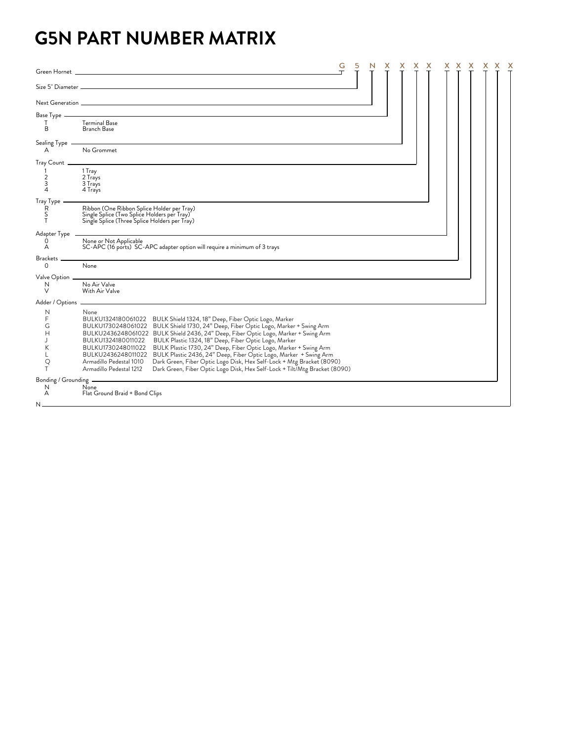# G5N PART NUMBER MATRIX

G 5 N X X X X X X X X X X

Green Hornet

Size 5" Diameter

Next Generation

Base Type

| Code | Description |
|---|---|
| T | Terminal Base |
| B | Branch Base |

Sealing Type

| Code | Description |
|---|---|
| A | No Grommet |

Tray Count

| Code | Description |
|---|---|
| 1 | 1 Tray |
| 2 | 2 Trays |
| 3 | 3 Trays |
| 4 | 4 Trays |

Tray Type

| Code | Description |
|---|---|
| R | Ribbon (One Ribbon Splice Holder per Tray) |
| S | Single Splice (Two Splice Holders per Tray) |
| T | Single Splice (Three Splice Holders per Tray) |

Adapter Type

| Code | Description |
|---|---|
| 0 | None or Not Applicable |
| A | SC-APC (16 ports) SC-APC adapter option will require a minimum of 3 trays |

Brackets

| Code | Description |
|---|---|
| 0 | None |

Valve Option

| Code | Description |
|---|---|
| N | No Air Valve |
| V | With Air Valve |

Adder / Options

| Code | Part | Description |
|---|---|---|
| N | None | |
| F | BULKU1324180061022 | BULK Shield 1324, 18" Deep, Fiber Optic Logo, Marker |
| G | BULKU1730248061022 | BULK Shield 1730, 24" Deep, Fiber Optic Logo, Marker + Swing Arm |
| H | BULKU2436248061022 | BULK Shield 2436, 24" Deep, Fiber Optic Logo, Marker + Swing Arm |
| J | BULKU1324180011022 | BULK Plastic 1324, 18" Deep, Fiber Optic Logo, Marker |
| K | BULKU1730248011022 | BULK Plastic 1730, 24" Deep, Fiber Optic Logo, Marker + Swing Arm |
| L | BULKU2436248011022 | BULK Plastic 2436, 24" Deep, Fiber Optic Logo, Marker + Swing Arm |
| Q | Armadillo Pedestal 1010 | Dark Green, Fiber Optic Logo Disk, Hex Self-Lock + Mtg Bracket (8090) |
| T | Armadillo Pedestal 1212 | Dark Green, Fiber Optic Logo Disk, Hex Self-Lock + Tilt/Mtg Bracket (8090) |

Bonding / Grounding

| Code | Description |
|---|---|
| N | None |
| A | Flat Ground Braid + Bond Clips |

N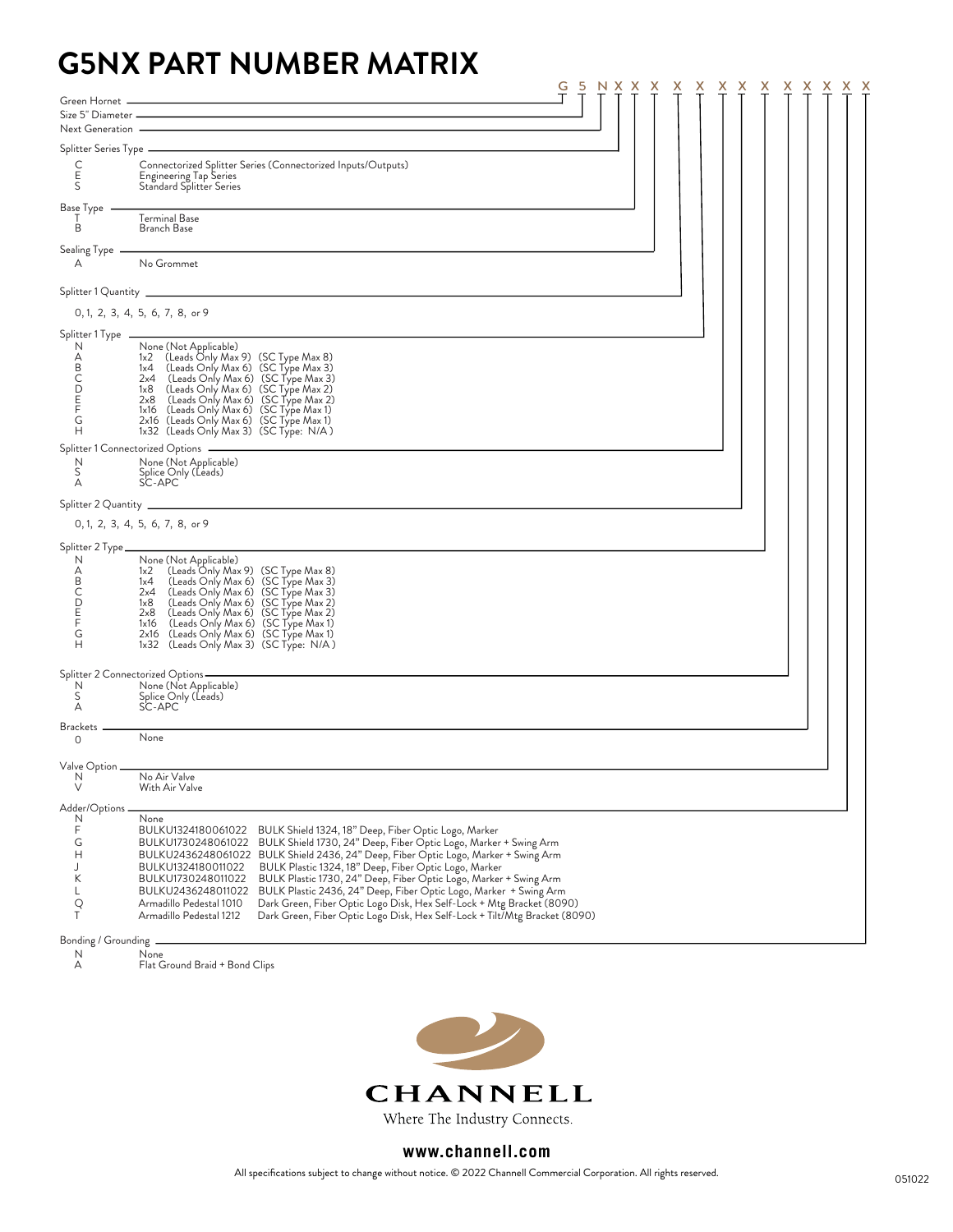# G5NX PART NUMBER MATRIX

G 5 N X X X X X X X X X X X X X

Green Hornet

Size 5" Diameter

Next Generation

**Splitter Series Type**

| | |
|---|---|
| C | Connectorized Splitter Series (Connectorized Inputs/Outputs) |
| E | Engineering Tap Series |
| S | Standard Splitter Series |

**Base Type**

| | |
|---|---|
| T | Terminal Base |
| B | Branch Base |

**Sealing Type**

| | |
|---|---|
| A | No Grommet |

**Splitter 1 Quantity**

0, 1, 2, 3, 4, 5, 6, 7, 8, or 9

**Splitter 1 Type**

| | |
|---|---|
| N | None (Not Applicable) |
| A | 1x2 (Leads Only Max 9) (SC Type Max 8) |
| B | 1x4 (Leads Only Max 6) (SC Type Max 3) |
| C | 2x4 (Leads Only Max 6) (SC Type Max 3) |
| D | 1x8 (Leads Only Max 6) (SC Type Max 2) |
| E | 2x8 (Leads Only Max 6) (SC Type Max 2) |
| F | 1x16 (Leads Only Max 6) (SC Type Max 1) |
| G | 2x16 (Leads Only Max 6) (SC Type Max 1) |
| H | 1x32 (Leads Only Max 3) (SC Type: N/A) |

**Splitter 1 Connectorized Options**

| | |
|---|---|
| N | None (Not Applicable) |
| S | Splice Only (Leads) |
| A | SC-APC |

**Splitter 2 Quantity**

0, 1, 2, 3, 4, 5, 6, 7, 8, or 9

**Splitter 2 Type**

| | |
|---|---|
| N | None (Not Applicable) |
| A | 1x2 (Leads Only Max 9) (SC Type Max 8) |
| B | 1x4 (Leads Only Max 6) (SC Type Max 3) |
| C | 2x4 (Leads Only Max 6) (SC Type Max 3) |
| D | 1x8 (Leads Only Max 6) (SC Type Max 2) |
| E | 2x8 (Leads Only Max 6) (SC Type Max 2) |
| F | 1x16 (Leads Only Max 6) (SC Type Max 1) |
| G | 2x16 (Leads Only Max 6) (SC Type Max 1) |
| H | 1x32 (Leads Only Max 3) (SC Type: N/A) |

**Splitter 2 Connectorized Options**

| | |
|---|---|
| N | None (Not Applicable) |
| S | Splice Only (Leads) |
| A | SC-APC |

**Brackets**

| | |
|---|---|
| 0 | None |

**Valve Option**

| | |
|---|---|
| N | No Air Valve |
| V | With Air Valve |

**Adder/Options**

| | | |
|---|---|---|
| N | None | |
| F | BULKU1324180061022 | BULK Shield 1324, 18" Deep, Fiber Optic Logo, Marker |
| G | BULKU1730248061022 | BULK Shield 1730, 24" Deep, Fiber Optic Logo, Marker + Swing Arm |
| H | BULKU2436248061022 | BULK Shield 2436, 24" Deep, Fiber Optic Logo, Marker + Swing Arm |
| J | BULKU1324180011022 | BULK Plastic 1324, 18" Deep, Fiber Optic Logo, Marker |
| K | BULKU1730248011022 | BULK Plastic 1730, 24" Deep, Fiber Optic Logo, Marker + Swing Arm |
| L | BULKU2436248011022 | BULK Plastic 2436, 24" Deep, Fiber Optic Logo, Marker + Swing Arm |
| Q | Armadillo Pedestal 1010 | Dark Green, Fiber Optic Logo Disk, Hex Self-Lock + Mtg Bracket (8090) |
| T | Armadillo Pedestal 1212 | Dark Green, Fiber Optic Logo Disk, Hex Self-Lock + Tilt/Mtg Bracket (8090) |

**Bonding / Grounding**

| | |
|---|---|
| N | None |
| A | Flat Ground Braid + Bond Clips |

CHANNELL

Where The Industry Connects.

**www.channell.com**

All specifications subject to change without notice. © 2022 Channell Commercial Corporation. All rights reserved.

051022